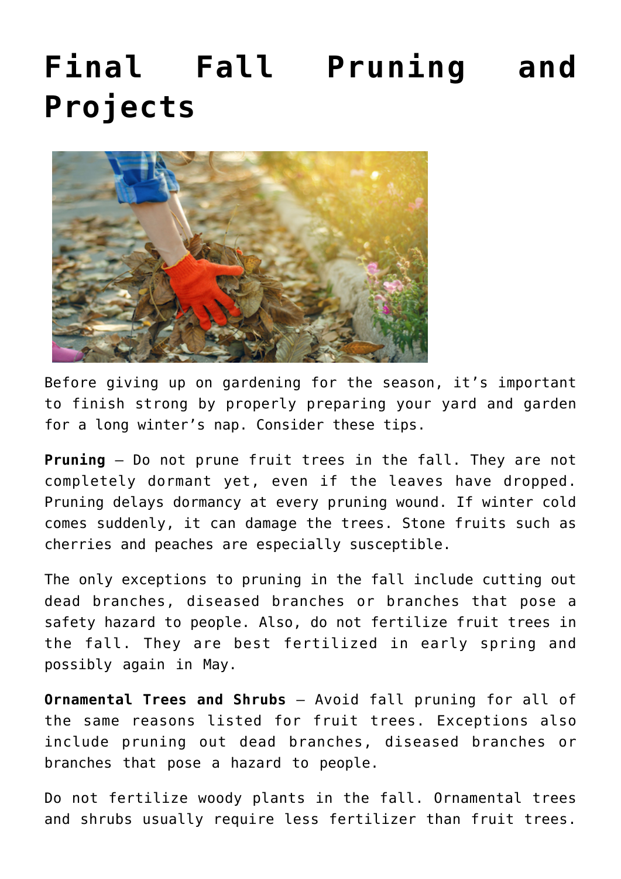# Final Fall Pruning and Projects

Before giving up on gardening for the season, it's important to finish strong by properly preparing your yard and garden for a long winter's nap. Consider these tips.

**Pruning** – Do not prune fruit trees in the fall. They are not completely dormant yet, even if the leaves have dropped. Pruning delays dormancy at every pruning wound. If winter cold comes suddenly, it can damage the trees. Stone fruits such as cherries and peaches are especially susceptible.

The only exceptions to pruning in the fall include cutting out dead branches, diseased branches or branches that pose a safety hazard to people. Also, do not fertilize fruit trees in the fall. They are best fertilized in early spring and possibly again in May.

**Ornamental Trees and Shrubs** – Avoid fall pruning for all of the same reasons listed for fruit trees. Exceptions also include pruning out dead branches, diseased branches or branches that pose a hazard to people.

Do not fertilize woody plants in the fall. Ornamental trees and shrubs usually require less fertilizer than fruit trees.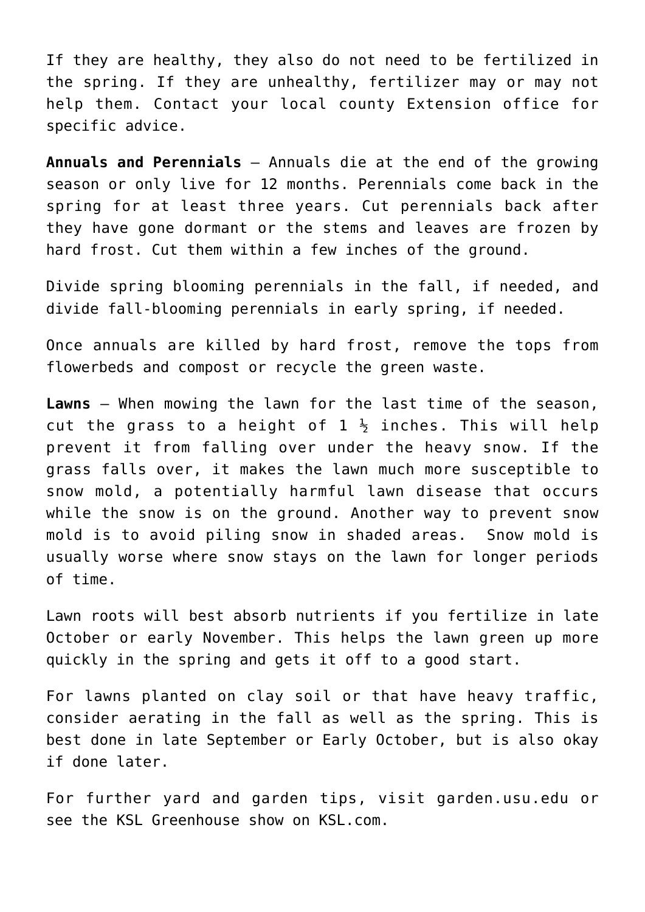If they are healthy, they also do not need to be fertilized in the spring. If they are unhealthy, fertilizer may or may not help them. Contact your local county Extension office for specific advice.

**Annuals and Perennials** – Annuals die at the end of the growing season or only live for 12 months. Perennials come back in the spring for at least three years. Cut perennials back after they have gone dormant or the stems and leaves are frozen by hard frost. Cut them within a few inches of the ground.

Divide spring blooming perennials in the fall, if needed, and divide fall-blooming perennials in early spring, if needed.

Once annuals are killed by hard frost, remove the tops from flowerbeds and compost or recycle the green waste.

**Lawns** – When mowing the lawn for the last time of the season, cut the grass to a height of 1 ½ inches. This will help prevent it from falling over under the heavy snow. If the grass falls over, it makes the lawn much more susceptible to snow mold, a potentially harmful lawn disease that occurs while the snow is on the ground. Another way to prevent snow mold is to avoid piling snow in shaded areas.  Snow mold is usually worse where snow stays on the lawn for longer periods of time.

Lawn roots will best absorb nutrients if you fertilize in late October or early November. This helps the lawn green up more quickly in the spring and gets it off to a good start.

For lawns planted on clay soil or that have heavy traffic, consider aerating in the fall as well as the spring. This is best done in late September or Early October, but is also okay if done later.

For further yard and garden tips, visit garden.usu.edu or see the KSL Greenhouse show on KSL.com.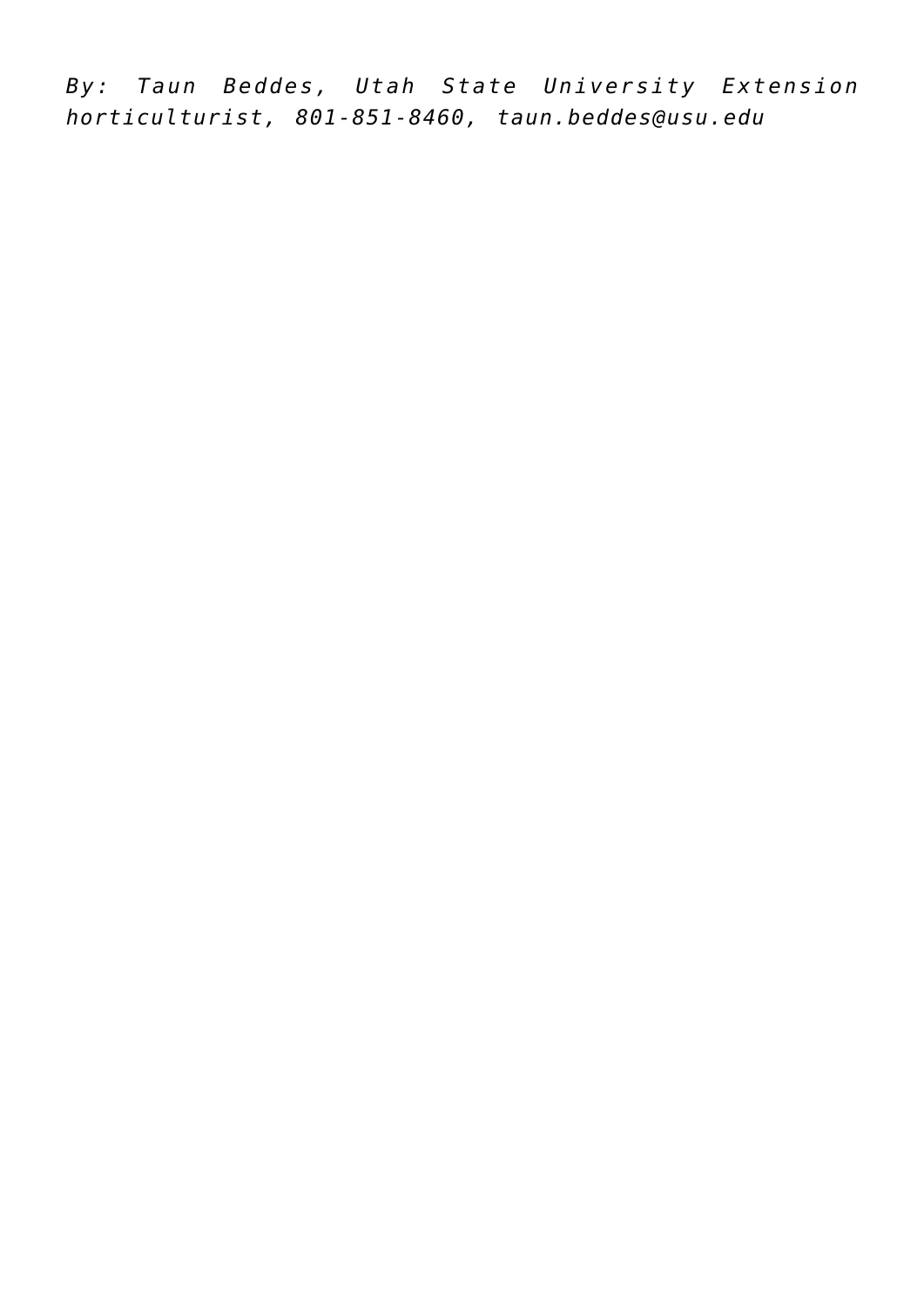*By: Taun Beddes, Utah State University Extension horticulturist, 801-851-8460, taun.beddes@usu.edu*